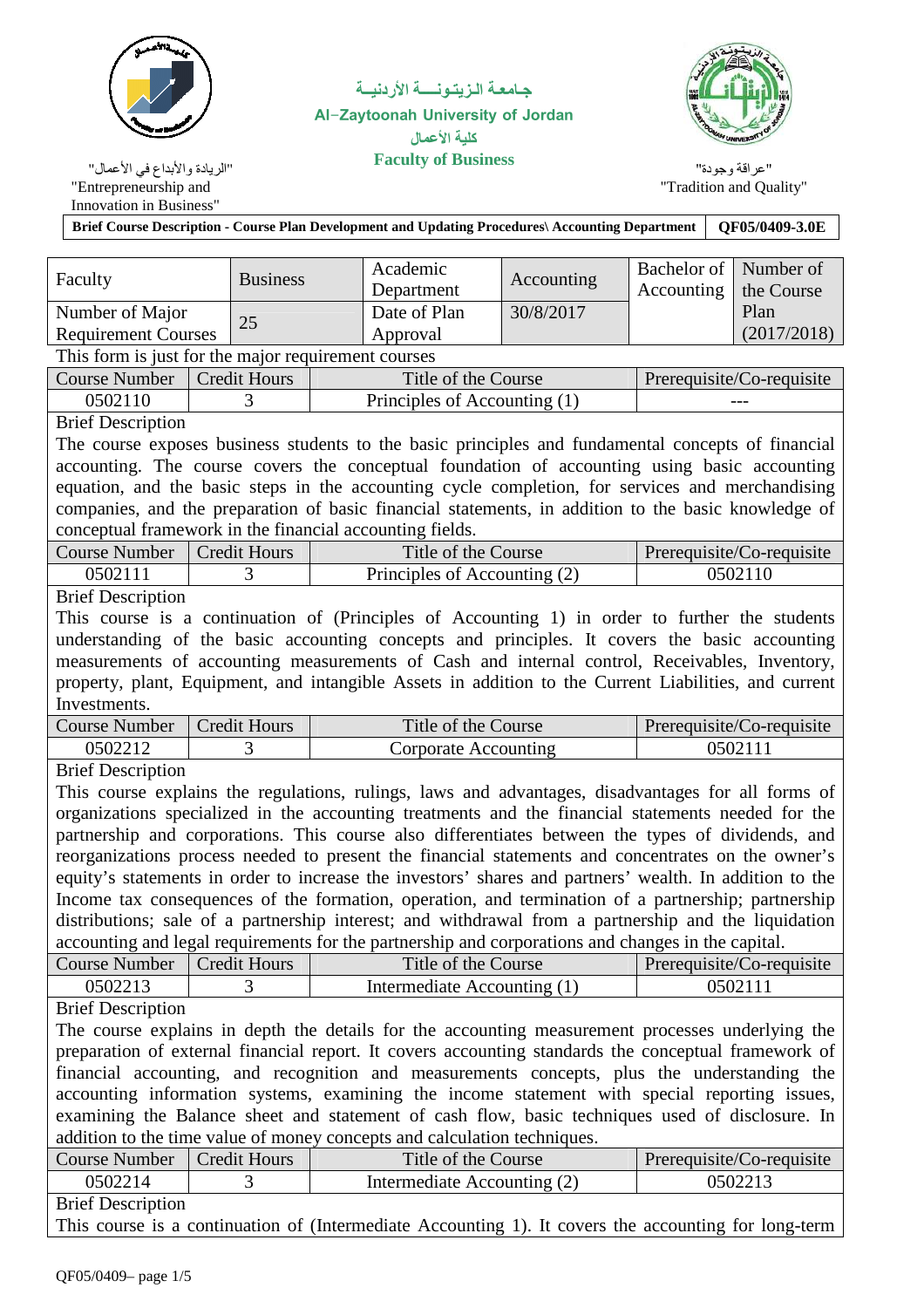جـامعـة الـزيتـونــــة الأردنيــة

Al-Zaytoonah University of Jordan

كلية الأعمال

**Faculty of Business**

"الريادة والأبداع في الأعمال"
"Entrepreneurship and Innovation in Business"

"عراقة وجودة"
"Tradition and Quality"

**Brief Course Description - Course Plan Development and Updating Procedures\ Accounting Department** | **QF05/0409-3.0E**

| Faculty | Business | Academic Department | Accounting | Bachelor of Accounting | Number of the Course Plan (2017/2018) |
|---|---|---|---|---|---|
| Number of Major Requirement Courses | 25 | Date of Plan Approval | 30/8/2017 | | |

This form is just for the major requirement courses

| Course Number | Credit Hours | Title of the Course | Prerequisite/Co-requisite |
|---|---|---|---|
| 0502110 | 3 | Principles of Accounting (1) | --- |

Brief Description

The course exposes business students to the basic principles and fundamental concepts of financial accounting. The course covers the conceptual foundation of accounting using basic accounting equation, and the basic steps in the accounting cycle completion, for services and merchandising companies, and the preparation of basic financial statements, in addition to the basic knowledge of conceptual framework in the financial accounting fields.

| Course Number | Credit Hours | Title of the Course | Prerequisite/Co-requisite |
|---|---|---|---|
| 0502111 | 3 | Principles of Accounting (2) | 0502110 |

Brief Description

This course is a continuation of (Principles of Accounting 1) in order to further the students understanding of the basic accounting concepts and principles. It covers the basic accounting measurements of accounting measurements of Cash and internal control, Receivables, Inventory, property, plant, Equipment, and intangible Assets in addition to the Current Liabilities, and current Investments.

| Course Number | Credit Hours | Title of the Course | Prerequisite/Co-requisite |
|---|---|---|---|
| 0502212 | 3 | Corporate Accounting | 0502111 |

Brief Description

This course explains the regulations, rulings, laws and advantages, disadvantages for all forms of organizations specialized in the accounting treatments and the financial statements needed for the partnership and corporations. This course also differentiates between the types of dividends, and reorganizations process needed to present the financial statements and concentrates on the owner's equity's statements in order to increase the investors' shares and partners' wealth. In addition to the Income tax consequences of the formation, operation, and termination of a partnership; partnership distributions; sale of a partnership interest; and withdrawal from a partnership and the liquidation accounting and legal requirements for the partnership and corporations and changes in the capital.

| Course Number | Credit Hours | Title of the Course | Prerequisite/Co-requisite |
|---|---|---|---|
| 0502213 | 3 | Intermediate Accounting (1) | 0502111 |

Brief Description

The course explains in depth the details for the accounting measurement processes underlying the preparation of external financial report. It covers accounting standards the conceptual framework of financial accounting, and recognition and measurements concepts, plus the understanding the accounting information systems, examining the income statement with special reporting issues, examining the Balance sheet and statement of cash flow, basic techniques used of disclosure. In addition to the time value of money concepts and calculation techniques.

| Course Number | Credit Hours | Title of the Course | Prerequisite/Co-requisite |
|---|---|---|---|
| 0502214 | 3 | Intermediate Accounting (2) | 0502213 |

Brief Description

This course is a continuation of (Intermediate Accounting 1). It covers the accounting for long-term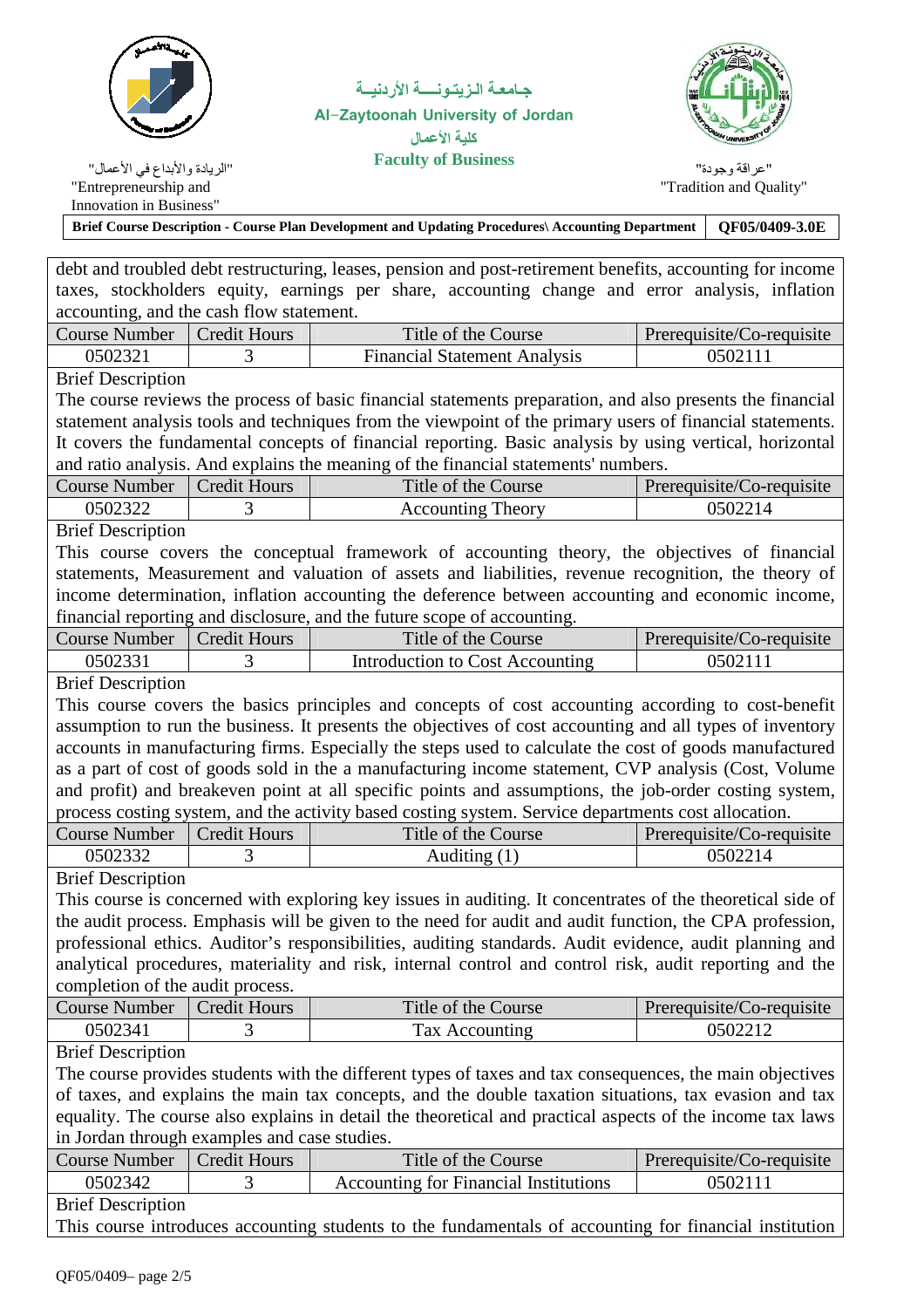debt and troubled debt restructuring, leases, pension and post-retirement benefits, accounting for income taxes, stockholders equity, earnings per share, accounting change and error analysis, inflation accounting, and the cash flow statement.

| Course Number | Credit Hours | Title of the Course | Prerequisite/Co-requisite |
|---|---|---|---|
| 0502321 | 3 | Financial Statement Analysis | 0502111 |

Brief Description

The course reviews the process of basic financial statements preparation, and also presents the financial statement analysis tools and techniques from the viewpoint of the primary users of financial statements. It covers the fundamental concepts of financial reporting. Basic analysis by using vertical, horizontal and ratio analysis. And explains the meaning of the financial statements' numbers.

| Course Number | Credit Hours | Title of the Course | Prerequisite/Co-requisite |
|---|---|---|---|
| 0502322 | 3 | Accounting Theory | 0502214 |

Brief Description

This course covers the conceptual framework of accounting theory, the objectives of financial statements, Measurement and valuation of assets and liabilities, revenue recognition, the theory of income determination, inflation accounting the deference between accounting and economic income, financial reporting and disclosure, and the future scope of accounting.

| Course Number | Credit Hours | Title of the Course | Prerequisite/Co-requisite |
|---|---|---|---|
| 0502331 | 3 | Introduction to Cost Accounting | 0502111 |

Brief Description

This course covers the basics principles and concepts of cost accounting according to cost-benefit assumption to run the business. It presents the objectives of cost accounting and all types of inventory accounts in manufacturing firms. Especially the steps used to calculate the cost of goods manufactured as a part of cost of goods sold in the a manufacturing income statement, CVP analysis (Cost, Volume and profit) and breakeven point at all specific points and assumptions, the job-order costing system, process costing system, and the activity based costing system. Service departments cost allocation.

| Course Number | Credit Hours | Title of the Course | Prerequisite/Co-requisite |
|---|---|---|---|
| 0502332 | 3 | Auditing (1) | 0502214 |

Brief Description

This course is concerned with exploring key issues in auditing. It concentrates of the theoretical side of the audit process. Emphasis will be given to the need for audit and audit function, the CPA profession, professional ethics. Auditor's responsibilities, auditing standards. Audit evidence, audit planning and analytical procedures, materiality and risk, internal control and control risk, audit reporting and the completion of the audit process.

| Course Number | Credit Hours | Title of the Course | Prerequisite/Co-requisite |
|---|---|---|---|
| 0502341 | 3 | Tax Accounting | 0502212 |

Brief Description

The course provides students with the different types of taxes and tax consequences, the main objectives of taxes, and explains the main tax concepts, and the double taxation situations, tax evasion and tax equality. The course also explains in detail the theoretical and practical aspects of the income tax laws in Jordan through examples and case studies.

| Course Number | Credit Hours | Title of the Course | Prerequisite/Co-requisite |
|---|---|---|---|
| 0502342 | 3 | Accounting for Financial Institutions | 0502111 |

Brief Description

This course introduces accounting students to the fundamentals of accounting for financial institution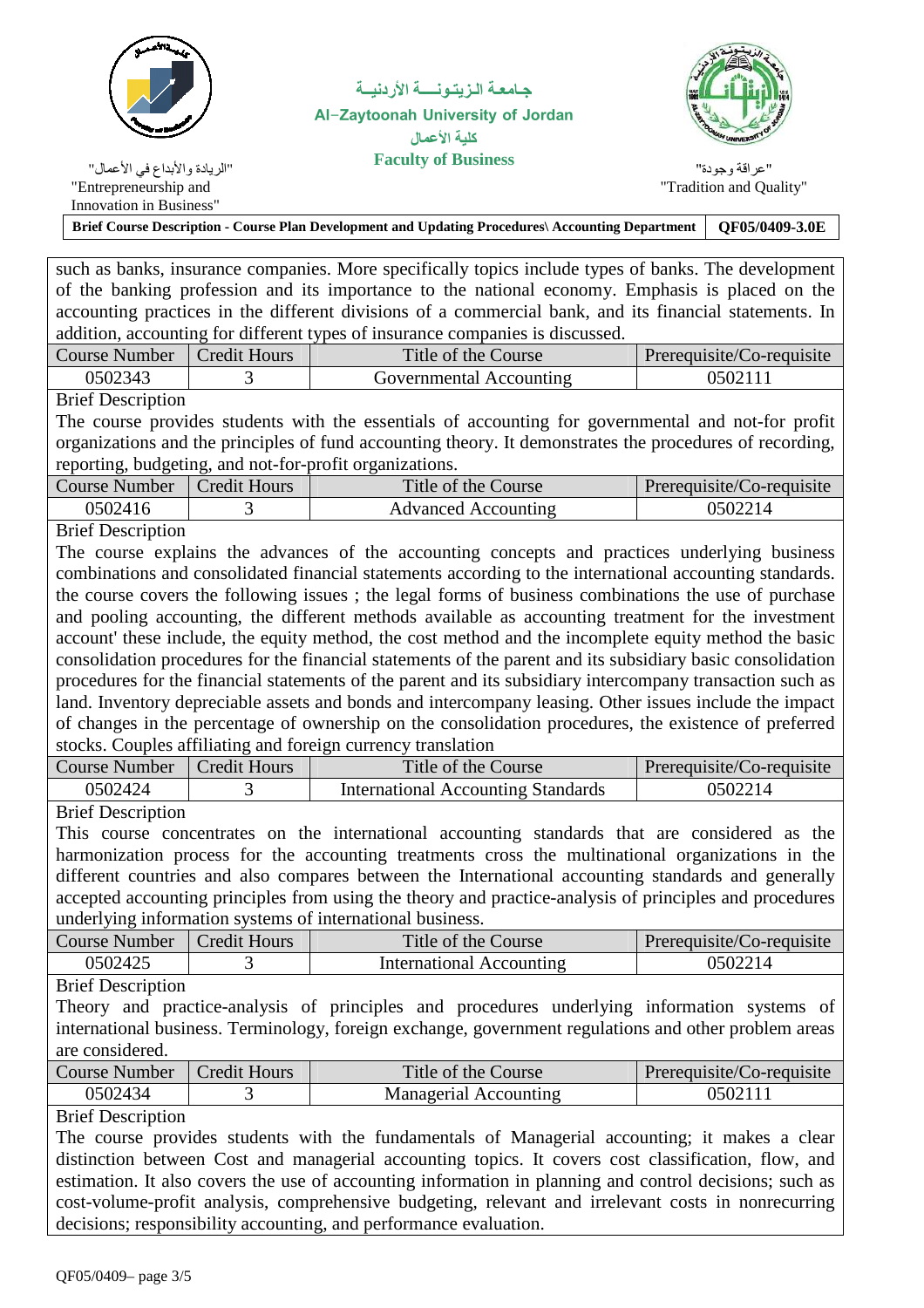such as banks, insurance companies. More specifically topics include types of banks. The development of the banking profession and its importance to the national economy. Emphasis is placed on the accounting practices in the different divisions of a commercial bank, and its financial statements. In addition, accounting for different types of insurance companies is discussed.

| Course Number | Credit Hours | Title of the Course | Prerequisite/Co-requisite |
|---|---|---|---|
| 0502343 | 3 | Governmental Accounting | 0502111 |

Brief Description

The course provides students with the essentials of accounting for governmental and not-for profit organizations and the principles of fund accounting theory. It demonstrates the procedures of recording, reporting, budgeting, and not-for-profit organizations.

| Course Number | Credit Hours | Title of the Course | Prerequisite/Co-requisite |
|---|---|---|---|
| 0502416 | 3 | Advanced Accounting | 0502214 |

Brief Description

The course explains the advances of the accounting concepts and practices underlying business combinations and consolidated financial statements according to the international accounting standards. the course covers the following issues ; the legal forms of business combinations the use of purchase and pooling accounting, the different methods available as accounting treatment for the investment account' these include, the equity method, the cost method and the incomplete equity method the basic consolidation procedures for the financial statements of the parent and its subsidiary basic consolidation procedures for the financial statements of the parent and its subsidiary intercompany transaction such as land. Inventory depreciable assets and bonds and intercompany leasing. Other issues include the impact of changes in the percentage of ownership on the consolidation procedures, the existence of preferred stocks. Couples affiliating and foreign currency translation

| Course Number | Credit Hours | Title of the Course | Prerequisite/Co-requisite |
|---|---|---|---|
| 0502424 | 3 | International Accounting Standards | 0502214 |

Brief Description

This course concentrates on the international accounting standards that are considered as the harmonization process for the accounting treatments cross the multinational organizations in the different countries and also compares between the International accounting standards and generally accepted accounting principles from using the theory and practice-analysis of principles and procedures underlying information systems of international business.

| Course Number | Credit Hours | Title of the Course | Prerequisite/Co-requisite |
|---|---|---|---|
| 0502425 | 3 | International Accounting | 0502214 |

Brief Description

Theory and practice-analysis of principles and procedures underlying information systems of international business. Terminology, foreign exchange, government regulations and other problem areas are considered.

| Course Number | Credit Hours | Title of the Course | Prerequisite/Co-requisite |
|---|---|---|---|
| 0502434 | 3 | Managerial Accounting | 0502111 |

Brief Description

The course provides students with the fundamentals of Managerial accounting; it makes a clear distinction between Cost and managerial accounting topics. It covers cost classification, flow, and estimation. It also covers the use of accounting information in planning and control decisions; such as cost-volume-profit analysis, comprehensive budgeting, relevant and irrelevant costs in nonrecurring decisions; responsibility accounting, and performance evaluation.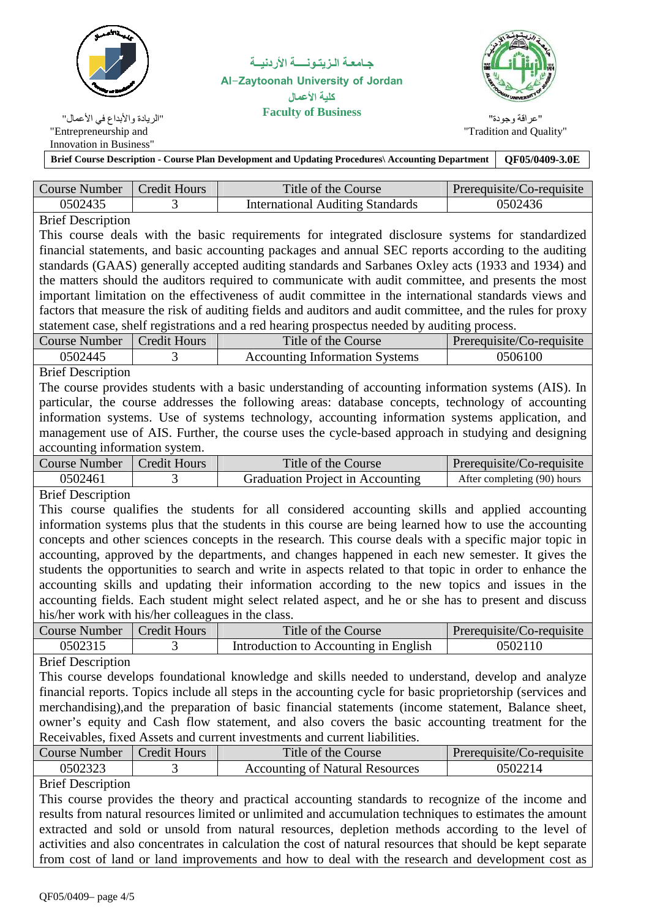جـامعـة الـزيـتـونـــة الأردنيــة
Al-Zaytoonah University of Jordan
كلية الأعمال
**Faculty of Business**

"الريادة والأبداع في الأعمال"
"Entrepreneurship and Innovation in Business"

"عراقة وجودة"
"Tradition and Quality"

| Brief Course Description - Course Plan Development and Updating Procedures\ Accounting Department | QF05/0409-3.0E |
|---|---|

| Course Number | Credit Hours | Title of the Course | Prerequisite/Co-requisite |
|---|---|---|---|
| 0502435 | 3 | International Auditing Standards | 0502436 |

Brief Description

This course deals with the basic requirements for integrated disclosure systems for standardized financial statements, and basic accounting packages and annual SEC reports according to the auditing standards (GAAS) generally accepted auditing standards and Sarbanes Oxley acts (1933 and 1934) and the matters should the auditors required to communicate with audit committee, and presents the most important limitation on the effectiveness of audit committee in the international standards views and factors that measure the risk of auditing fields and auditors and audit committee, and the rules for proxy statement case, shelf registrations and a red hearing prospectus needed by auditing process.

| Course Number | Credit Hours | Title of the Course | Prerequisite/Co-requisite |
|---|---|---|---|
| 0502445 | 3 | Accounting Information Systems | 0506100 |

Brief Description

The course provides students with a basic understanding of accounting information systems (AIS). In particular, the course addresses the following areas: database concepts, technology of accounting information systems. Use of systems technology, accounting information systems application, and management use of AIS. Further, the course uses the cycle-based approach in studying and designing accounting information system.

| Course Number | Credit Hours | Title of the Course | Prerequisite/Co-requisite |
|---|---|---|---|
| 0502461 | 3 | Graduation Project in Accounting | After completing (90) hours |

Brief Description

This course qualifies the students for all considered accounting skills and applied accounting information systems plus that the students in this course are being learned how to use the accounting concepts and other sciences concepts in the research. This course deals with a specific major topic in accounting, approved by the departments, and changes happened in each new semester. It gives the students the opportunities to search and write in aspects related to that topic in order to enhance the accounting skills and updating their information according to the new topics and issues in the accounting fields. Each student might select related aspect, and he or she has to present and discuss his/her work with his/her colleagues in the class.

| Course Number | Credit Hours | Title of the Course | Prerequisite/Co-requisite |
|---|---|---|---|
| 0502315 | 3 | Introduction to Accounting in English | 0502110 |

Brief Description

This course develops foundational knowledge and skills needed to understand, develop and analyze financial reports. Topics include all steps in the accounting cycle for basic proprietorship (services and merchandising),and the preparation of basic financial statements (income statement, Balance sheet, owner's equity and Cash flow statement, and also covers the basic accounting treatment for the Receivables, fixed Assets and current investments and current liabilities.

| Course Number | Credit Hours | Title of the Course | Prerequisite/Co-requisite |
|---|---|---|---|
| 0502323 | 3 | Accounting of Natural Resources | 0502214 |

Brief Description

This course provides the theory and practical accounting standards to recognize of the income and results from natural resources limited or unlimited and accumulation techniques to estimates the amount extracted and sold or unsold from natural resources, depletion methods according to the level of activities and also concentrates in calculation the cost of natural resources that should be kept separate from cost of land or land improvements and how to deal with the research and development cost as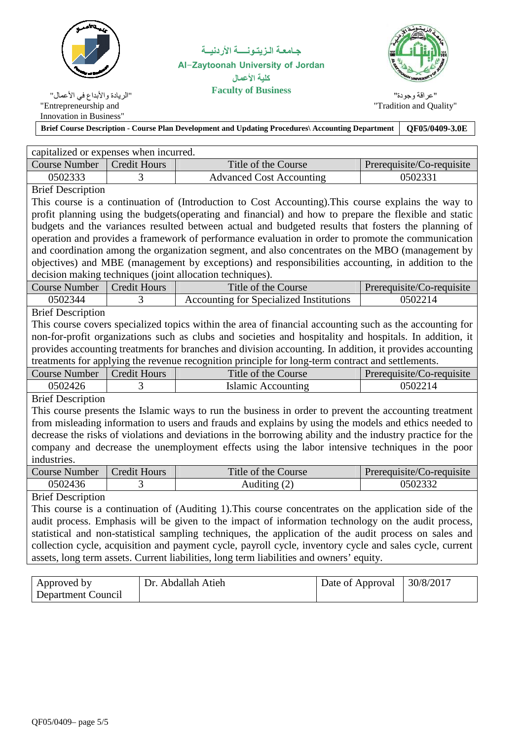capitalized or expenses when incurred.

| Course Number | Credit Hours | Title of the Course | Prerequisite/Co-requisite |
|---|---|---|---|
| 0502333 | 3 | Advanced Cost Accounting | 0502331 |

Brief Description

This course is a continuation of (Introduction to Cost Accounting).This course explains the way to profit planning using the budgets(operating and financial) and how to prepare the flexible and static budgets and the variances resulted between actual and budgeted results that fosters the planning of operation and provides a framework of performance evaluation in order to promote the communication and coordination among the organization segment, and also concentrates on the MBO (management by objectives) and MBE (management by exceptions) and responsibilities accounting, in addition to the decision making techniques (joint allocation techniques).

| Course Number | Credit Hours | Title of the Course | Prerequisite/Co-requisite |
|---|---|---|---|
| 0502344 | 3 | Accounting for Specialized Institutions | 0502214 |

Brief Description

This course covers specialized topics within the area of financial accounting such as the accounting for non-for-profit organizations such as clubs and societies and hospitality and hospitals. In addition, it provides accounting treatments for branches and division accounting. In addition, it provides accounting treatments for applying the revenue recognition principle for long-term contract and settlements.

| Course Number | Credit Hours | Title of the Course | Prerequisite/Co-requisite |
|---|---|---|---|
| 0502426 | 3 | Islamic Accounting | 0502214 |

Brief Description

This course presents the Islamic ways to run the business in order to prevent the accounting treatment from misleading information to users and frauds and explains by using the models and ethics needed to decrease the risks of violations and deviations in the borrowing ability and the industry practice for the company and decrease the unemployment effects using the labor intensive techniques in the poor industries.

| Course Number | Credit Hours | Title of the Course | Prerequisite/Co-requisite |
|---|---|---|---|
| 0502436 | 3 | Auditing (2) | 0502332 |

Brief Description

This course is a continuation of (Auditing 1).This course concentrates on the application side of the audit process. Emphasis will be given to the impact of information technology on the audit process, statistical and non-statistical sampling techniques, the application of the audit process on sales and collection cycle, acquisition and payment cycle, payroll cycle, inventory cycle and sales cycle, current assets, long term assets. Current liabilities, long term liabilities and owners' equity.

| | | | |
|---|---|---|---|
| Approved by Department Council | Dr. Abdallah Atieh | Date of Approval | 30/8/2017 |